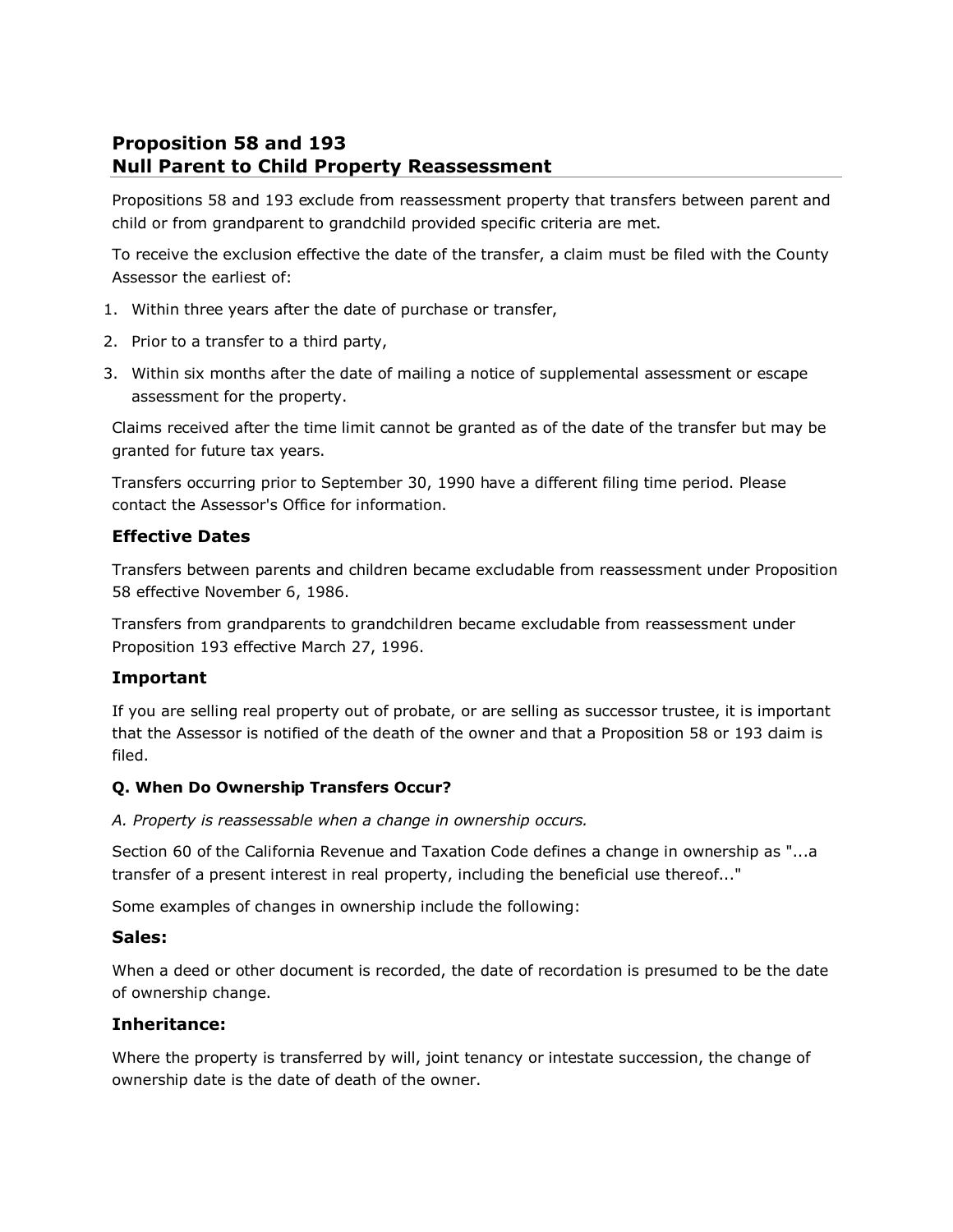# Proposition 58 and 193
# Null Parent to Child Property Reassessment

Propositions 58 and 193 exclude from reassessment property that transfers between parent and child or from grandparent to grandchild provided specific criteria are met.

To receive the exclusion effective the date of the transfer, a claim must be filed with the County Assessor the earliest of:

1. Within three years after the date of purchase or transfer,
2. Prior to a transfer to a third party,
3. Within six months after the date of mailing a notice of supplemental assessment or escape assessment for the property.

Claims received after the time limit cannot be granted as of the date of the transfer but may be granted for future tax years.

Transfers occurring prior to September 30, 1990 have a different filing time period. Please contact the Assessor's Office for information.

## Effective Dates

Transfers between parents and children became excludable from reassessment under Proposition 58 effective November 6, 1986.

Transfers from grandparents to grandchildren became excludable from reassessment under Proposition 193 effective March 27, 1996.

## Important

If you are selling real property out of probate, or are selling as successor trustee, it is important that the Assessor is notified of the death of the owner and that a Proposition 58 or 193 claim is filed.

#### Q. When Do Ownership Transfers Occur?

*A. Property is reassessable when a change in ownership occurs.*

Section 60 of the California Revenue and Taxation Code defines a change in ownership as "...a transfer of a present interest in real property, including the beneficial use thereof..."

Some examples of changes in ownership include the following:

## Sales:

When a deed or other document is recorded, the date of recordation is presumed to be the date of ownership change.

## Inheritance:

Where the property is transferred by will, joint tenancy or intestate succession, the change of ownership date is the date of death of the owner.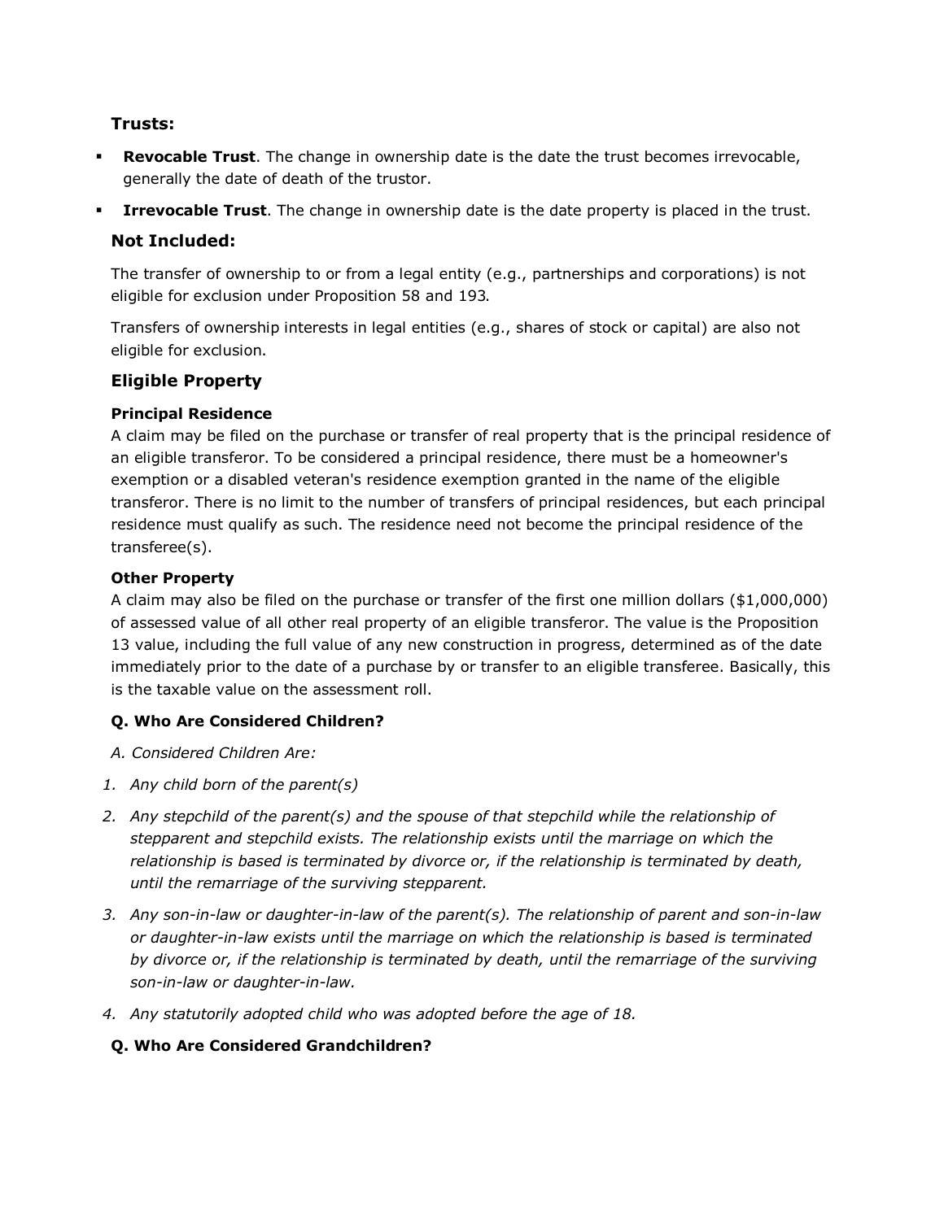### Trusts:

- **Revocable Trust**. The change in ownership date is the date the trust becomes irrevocable, generally the date of death of the trustor.
- **Irrevocable Trust**. The change in ownership date is the date property is placed in the trust.

### Not Included:

The transfer of ownership to or from a legal entity (e.g., partnerships and corporations) is not eligible for exclusion under Proposition 58 and 193.

Transfers of ownership interests in legal entities (e.g., shares of stock or capital) are also not eligible for exclusion.

### Eligible Property

**Principal Residence**
A claim may be filed on the purchase or transfer of real property that is the principal residence of an eligible transferor. To be considered a principal residence, there must be a homeowner's exemption or a disabled veteran's residence exemption granted in the name of the eligible transferor. There is no limit to the number of transfers of principal residences, but each principal residence must qualify as such. The residence need not become the principal residence of the transferee(s).

**Other Property**
A claim may also be filed on the purchase or transfer of the first one million dollars ($1,000,000) of assessed value of all other real property of an eligible transferor. The value is the Proposition 13 value, including the full value of any new construction in progress, determined as of the date immediately prior to the date of a purchase by or transfer to an eligible transferee. Basically, this is the taxable value on the assessment roll.

**Q. Who Are Considered Children?**

*A. Considered Children Are:*

1. *Any child born of the parent(s)*
2. *Any stepchild of the parent(s) and the spouse of that stepchild while the relationship of stepparent and stepchild exists. The relationship exists until the marriage on which the relationship is based is terminated by divorce or, if the relationship is terminated by death, until the remarriage of the surviving stepparent.*
3. *Any son-in-law or daughter-in-law of the parent(s). The relationship of parent and son-in-law or daughter-in-law exists until the marriage on which the relationship is based is terminated by divorce or, if the relationship is terminated by death, until the remarriage of the surviving son-in-law or daughter-in-law.*
4. *Any statutorily adopted child who was adopted before the age of 18.*

**Q. Who Are Considered Grandchildren?**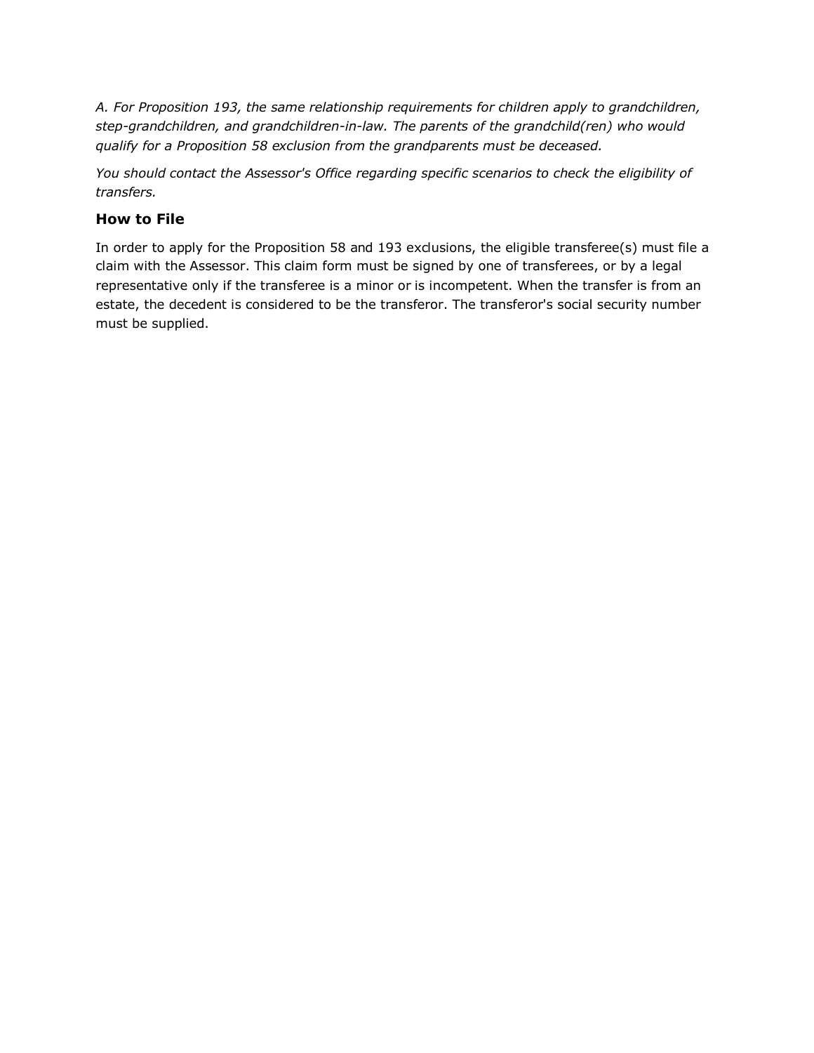*A. For Proposition 193, the same relationship requirements for children apply to grandchildren, step-grandchildren, and grandchildren-in-law. The parents of the grandchild(ren) who would qualify for a Proposition 58 exclusion from the grandparents must be deceased.*

*You should contact the Assessor's Office regarding specific scenarios to check the eligibility of transfers.*

### How to File

In order to apply for the Proposition 58 and 193 exclusions, the eligible transferee(s) must file a claim with the Assessor. This claim form must be signed by one of transferees, or by a legal representative only if the transferee is a minor or is incompetent. When the transfer is from an estate, the decedent is considered to be the transferor. The transferor's social security number must be supplied.